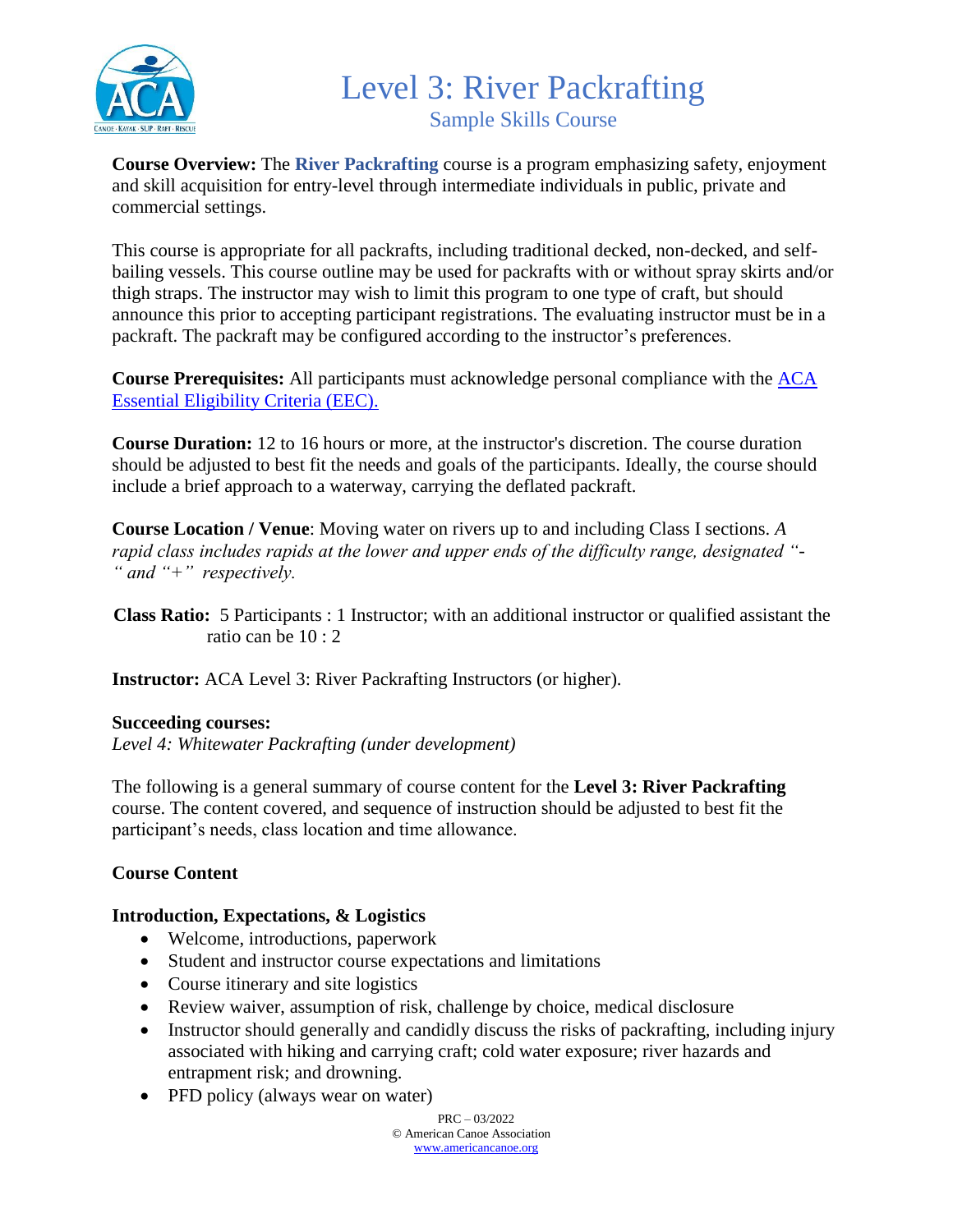# Level 3: River Packrafting

## Sample Skills Course

**Course Overview:** The **River Packrafting** course is a program emphasizing safety, enjoyment and skill acquisition for entry-level through intermediate individuals in public, private and commercial settings.

This course is appropriate for all packrafts, including traditional decked, non-decked, and self-bailing vessels. This course outline may be used for packrafts with or without spray skirts and/or thigh straps. The instructor may wish to limit this program to one type of craft, but should announce this prior to accepting participant registrations. The evaluating instructor must be in a packraft. The packraft may be configured according to the instructor's preferences.

**Course Prerequisites:** All participants must acknowledge personal compliance with the [ACA Essential Eligibility Criteria (EEC).]

**Course Duration:** 12 to 16 hours or more, at the instructor's discretion. The course duration should be adjusted to best fit the needs and goals of the participants. Ideally, the course should include a brief approach to a waterway, carrying the deflated packraft.

**Course Location / Venue**: Moving water on rivers up to and including Class I sections. *A rapid class includes rapids at the lower and upper ends of the difficulty range, designated "-" and "+" respectively.*

**Class Ratio:** 5 Participants : 1 Instructor; with an additional instructor or qualified assistant the ratio can be 10 : 2

**Instructor:** ACA Level 3: River Packrafting Instructors (or higher).

**Succeeding courses:**
*Level 4: Whitewater Packrafting (under development)*

The following is a general summary of course content for the **Level 3: River Packrafting** course. The content covered, and sequence of instruction should be adjusted to best fit the participant's needs, class location and time allowance.

**Course Content**

**Introduction, Expectations, & Logistics**

- Welcome, introductions, paperwork
- Student and instructor course expectations and limitations
- Course itinerary and site logistics
- Review waiver, assumption of risk, challenge by choice, medical disclosure
- Instructor should generally and candidly discuss the risks of packrafting, including injury associated with hiking and carrying craft; cold water exposure; river hazards and entrapment risk; and drowning.
- PFD policy (always wear on water)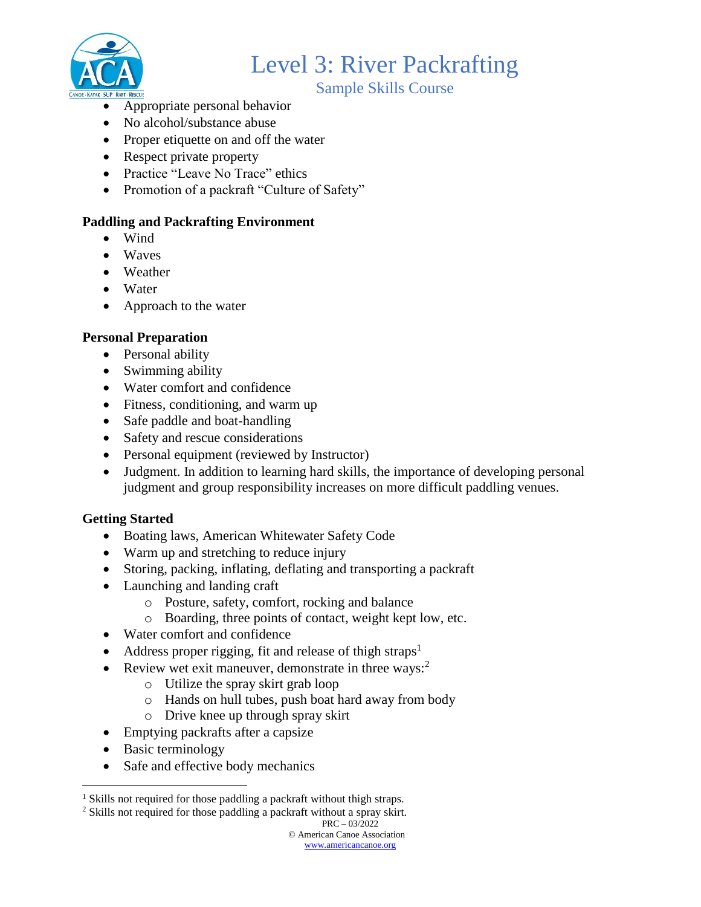- Appropriate personal behavior
- No alcohol/substance abuse
- Proper etiquette on and off the water
- Respect private property
- Practice "Leave No Trace" ethics
- Promotion of a packraft "Culture of Safety"

**Paddling and Packrafting Environment**

- Wind
- Waves
- Weather
- Water
- Approach to the water

**Personal Preparation**

- Personal ability
- Swimming ability
- Water comfort and confidence
- Fitness, conditioning, and warm up
- Safe paddle and boat-handling
- Safety and rescue considerations
- Personal equipment (reviewed by Instructor)
- Judgment. In addition to learning hard skills, the importance of developing personal judgment and group responsibility increases on more difficult paddling venues.

**Getting Started**

- Boating laws, American Whitewater Safety Code
- Warm up and stretching to reduce injury
- Storing, packing, inflating, deflating and transporting a packraft
- Launching and landing craft
  - Posture, safety, comfort, rocking and balance
  - Boarding, three points of contact, weight kept low, etc.
- Water comfort and confidence
- Address proper rigging, fit and release of thigh straps[1]
- Review wet exit maneuver, demonstrate in three ways:[2]
  - Utilize the spray skirt grab loop
  - Hands on hull tubes, push boat hard away from body
  - Drive knee up through spray skirt
- Emptying packrafts after a capsize
- Basic terminology
- Safe and effective body mechanics

[1] Skills not required for those paddling a packraft without thigh straps.

[2] Skills not required for those paddling a packraft without a spray skirt.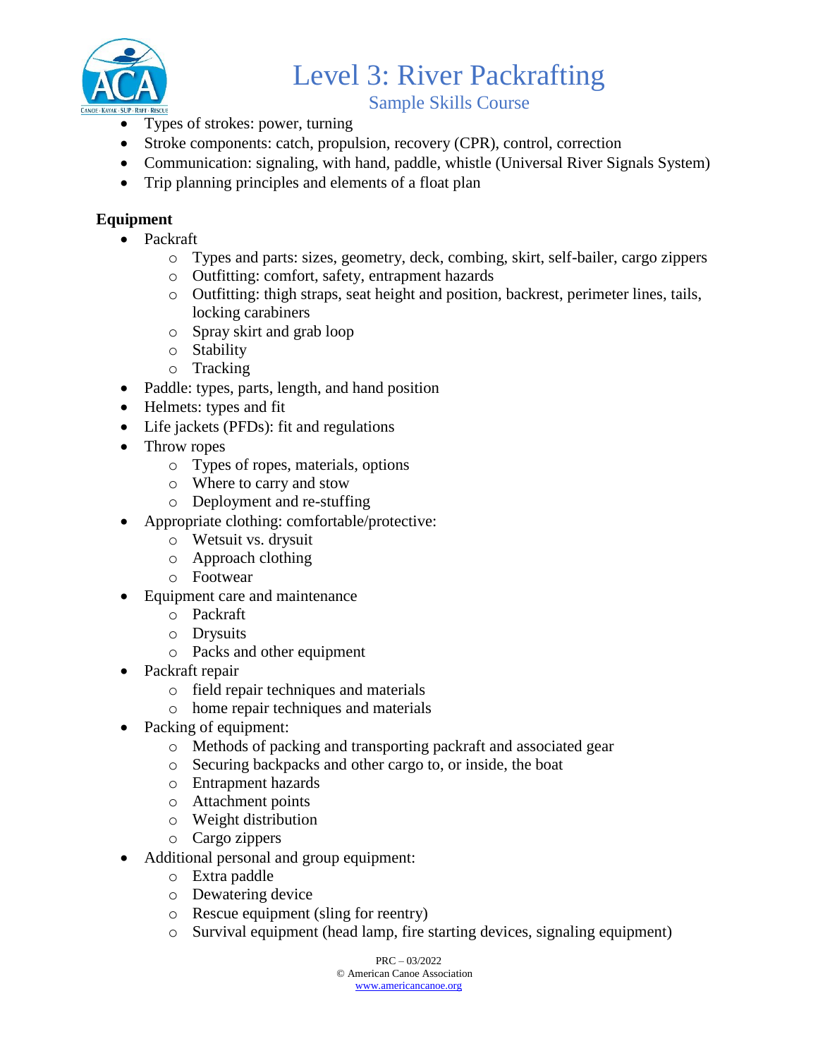- Types of strokes: power, turning
- Stroke components: catch, propulsion, recovery (CPR), control, correction
- Communication: signaling, with hand, paddle, whistle (Universal River Signals System)
- Trip planning principles and elements of a float plan

**Equipment**

- Packraft
  - Types and parts: sizes, geometry, deck, combing, skirt, self-bailer, cargo zippers
  - Outfitting: comfort, safety, entrapment hazards
  - Outfitting: thigh straps, seat height and position, backrest, perimeter lines, tails, locking carabiners
  - Spray skirt and grab loop
  - Stability
  - Tracking
- Paddle: types, parts, length, and hand position
- Helmets: types and fit
- Life jackets (PFDs): fit and regulations
- Throw ropes
  - Types of ropes, materials, options
  - Where to carry and stow
  - Deployment and re-stuffing
- Appropriate clothing: comfortable/protective:
  - Wetsuit vs. drysuit
  - Approach clothing
  - Footwear
- Equipment care and maintenance
  - Packraft
  - Drysuits
  - Packs and other equipment
- Packraft repair
  - field repair techniques and materials
  - home repair techniques and materials
- Packing of equipment:
  - Methods of packing and transporting packraft and associated gear
  - Securing backpacks and other cargo to, or inside, the boat
  - Entrapment hazards
  - Attachment points
  - Weight distribution
  - Cargo zippers
- Additional personal and group equipment:
  - Extra paddle
  - Dewatering device
  - Rescue equipment (sling for reentry)
  - Survival equipment (head lamp, fire starting devices, signaling equipment)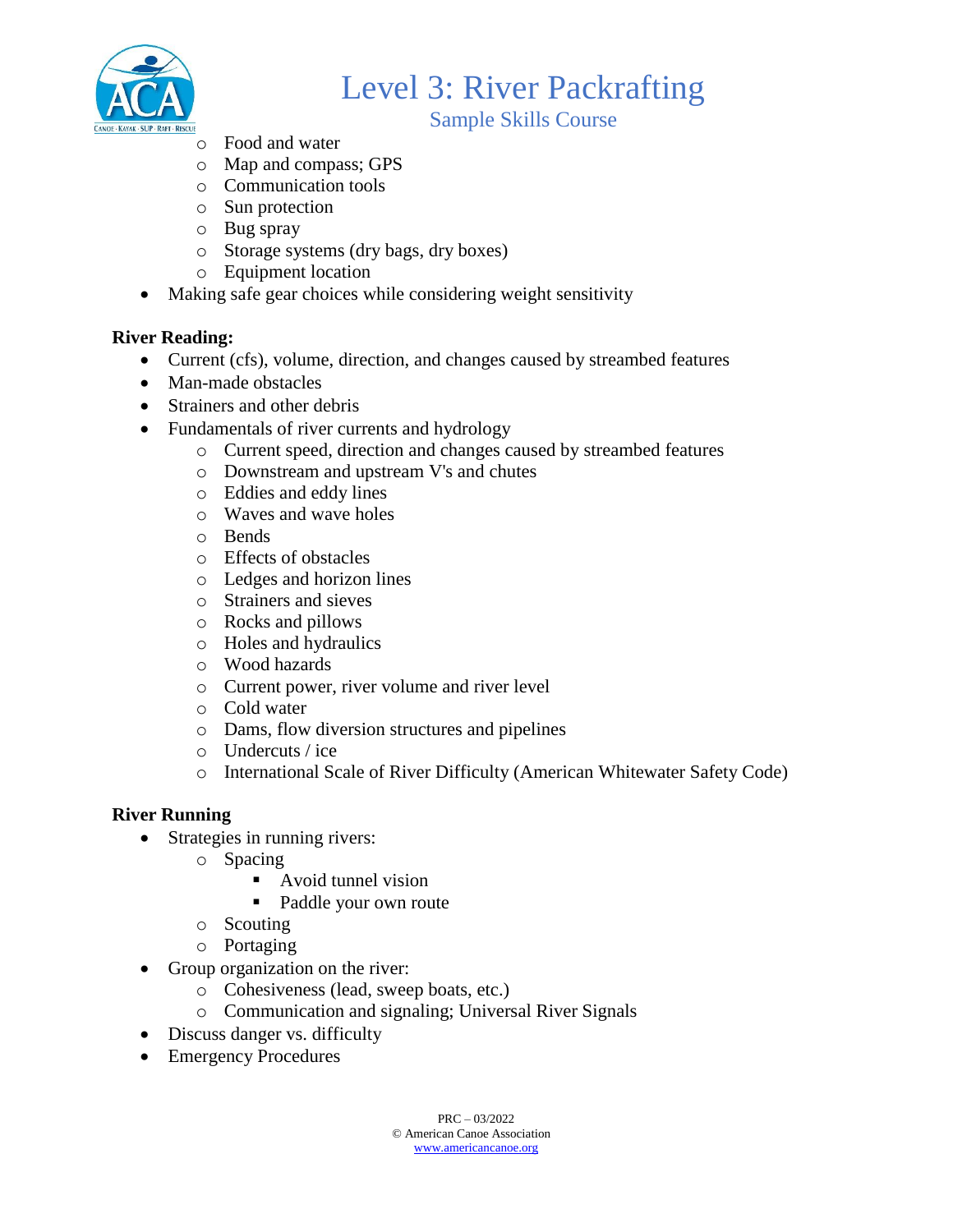- Food and water
  - Map and compass; GPS
  - Communication tools
  - Sun protection
  - Bug spray
  - Storage systems (dry bags, dry boxes)
  - Equipment location
- Making safe gear choices while considering weight sensitivity

**River Reading:**

- Current (cfs), volume, direction, and changes caused by streambed features
- Man-made obstacles
- Strainers and other debris
- Fundamentals of river currents and hydrology
  - Current speed, direction and changes caused by streambed features
  - Downstream and upstream V's and chutes
  - Eddies and eddy lines
  - Waves and wave holes
  - Bends
  - Effects of obstacles
  - Ledges and horizon lines
  - Strainers and sieves
  - Rocks and pillows
  - Holes and hydraulics
  - Wood hazards
  - Current power, river volume and river level
  - Cold water
  - Dams, flow diversion structures and pipelines
  - Undercuts / ice
  - International Scale of River Difficulty (American Whitewater Safety Code)

**River Running**

- Strategies in running rivers:
  - Spacing
    - Avoid tunnel vision
    - Paddle your own route
  - Scouting
  - Portaging
- Group organization on the river:
  - Cohesiveness (lead, sweep boats, etc.)
  - Communication and signaling; Universal River Signals
- Discuss danger vs. difficulty
- Emergency Procedures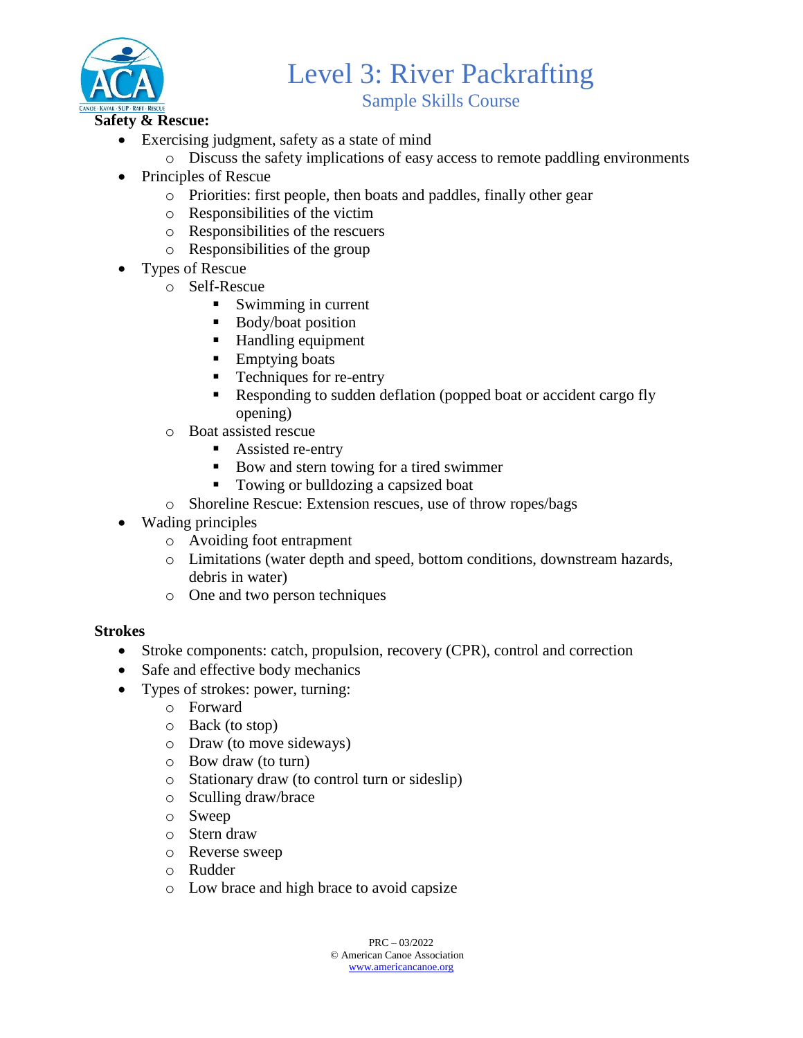# Level 3: River Packrafting

## Sample Skills Course

**Safety & Rescue:**

- Exercising judgment, safety as a state of mind
  - Discuss the safety implications of easy access to remote paddling environments
- Principles of Rescue
  - Priorities: first people, then boats and paddles, finally other gear
  - Responsibilities of the victim
  - Responsibilities of the rescuers
  - Responsibilities of the group
- Types of Rescue
  - Self-Rescue
    - Swimming in current
    - Body/boat position
    - Handling equipment
    - Emptying boats
    - Techniques for re-entry
    - Responding to sudden deflation (popped boat or accident cargo fly opening)
  - Boat assisted rescue
    - Assisted re-entry
    - Bow and stern towing for a tired swimmer
    - Towing or bulldozing a capsized boat
  - Shoreline Rescue: Extension rescues, use of throw ropes/bags
- Wading principles
  - Avoiding foot entrapment
  - Limitations (water depth and speed, bottom conditions, downstream hazards, debris in water)
  - One and two person techniques

**Strokes**

- Stroke components: catch, propulsion, recovery (CPR), control and correction
- Safe and effective body mechanics
- Types of strokes: power, turning:
  - Forward
  - Back (to stop)
  - Draw (to move sideways)
  - Bow draw (to turn)
  - Stationary draw (to control turn or sideslip)
  - Sculling draw/brace
  - Sweep
  - Stern draw
  - Reverse sweep
  - Rudder
  - Low brace and high brace to avoid capsize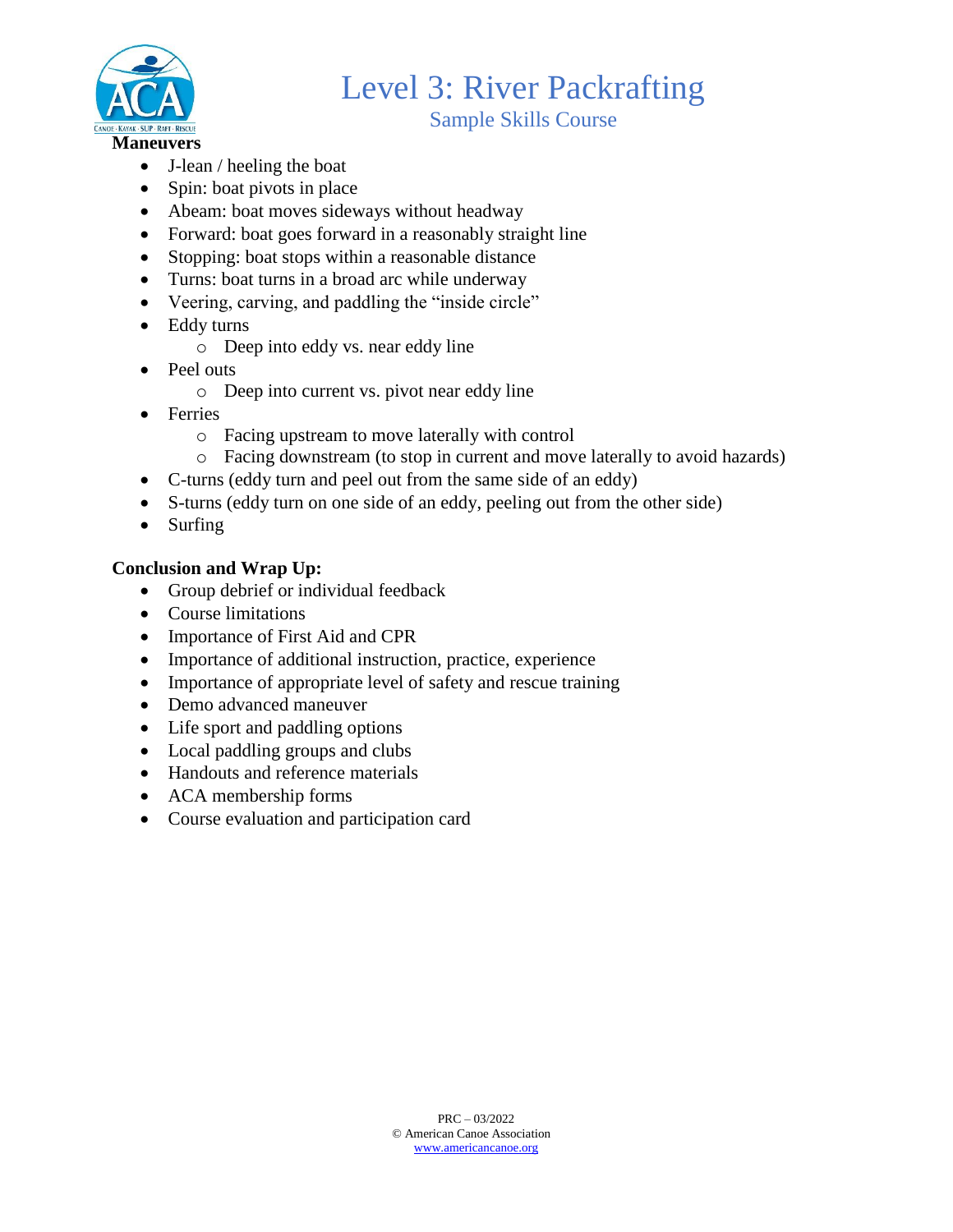**Maneuvers**

- J-lean / heeling the boat
- Spin: boat pivots in place
- Abeam: boat moves sideways without headway
- Forward: boat goes forward in a reasonably straight line
- Stopping: boat stops within a reasonable distance
- Turns: boat turns in a broad arc while underway
- Veering, carving, and paddling the "inside circle"
- Eddy turns
  - Deep into eddy vs. near eddy line
- Peel outs
  - Deep into current vs. pivot near eddy line
- Ferries
  - Facing upstream to move laterally with control
  - Facing downstream (to stop in current and move laterally to avoid hazards)
- C-turns (eddy turn and peel out from the same side of an eddy)
- S-turns (eddy turn on one side of an eddy, peeling out from the other side)
- Surfing

**Conclusion and Wrap Up:**

- Group debrief or individual feedback
- Course limitations
- Importance of First Aid and CPR
- Importance of additional instruction, practice, experience
- Importance of appropriate level of safety and rescue training
- Demo advanced maneuver
- Life sport and paddling options
- Local paddling groups and clubs
- Handouts and reference materials
- ACA membership forms
- Course evaluation and participation card